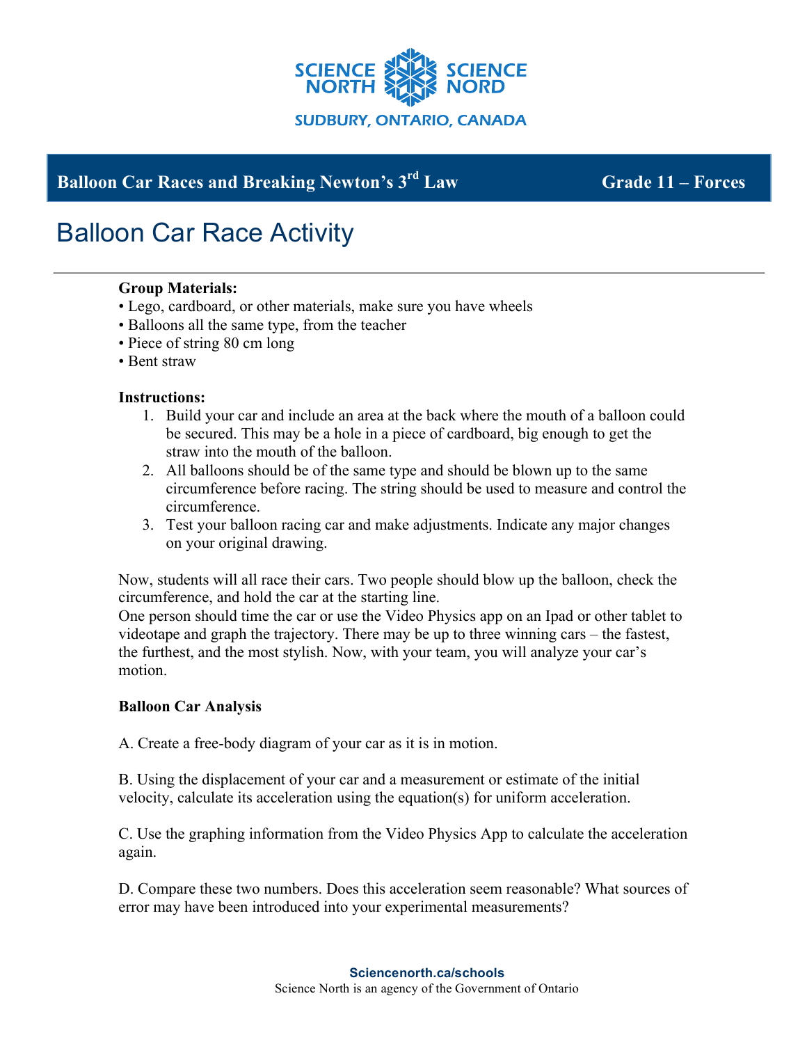SCIENCE NORTH SCIENCE NORD

SUDBURY, ONTARIO, CANADA

**Balloon Car Races and Breaking Newton's 3rd Law** — **Grade 11 – Forces**

# Balloon Car Race Activity

**Group Materials:**

- Lego, cardboard, or other materials, make sure you have wheels
- Balloons all the same type, from the teacher
- Piece of string 80 cm long
- Bent straw

**Instructions:**

1. Build your car and include an area at the back where the mouth of a balloon could be secured. This may be a hole in a piece of cardboard, big enough to get the straw into the mouth of the balloon.
2. All balloons should be of the same type and should be blown up to the same circumference before racing. The string should be used to measure and control the circumference.
3. Test your balloon racing car and make adjustments. Indicate any major changes on your original drawing.

Now, students will all race their cars. Two people should blow up the balloon, check the circumference, and hold the car at the starting line.
One person should time the car or use the Video Physics app on an Ipad or other tablet to videotape and graph the trajectory. There may be up to three winning cars – the fastest, the furthest, and the most stylish. Now, with your team, you will analyze your car's motion.

**Balloon Car Analysis**

A. Create a free-body diagram of your car as it is in motion.

B. Using the displacement of your car and a measurement or estimate of the initial velocity, calculate its acceleration using the equation(s) for uniform acceleration.

C. Use the graphing information from the Video Physics App to calculate the acceleration again.

D. Compare these two numbers. Does this acceleration seem reasonable? What sources of error may have been introduced into your experimental measurements?

Sciencenorth.ca/schools
Science North is an agency of the Government of Ontario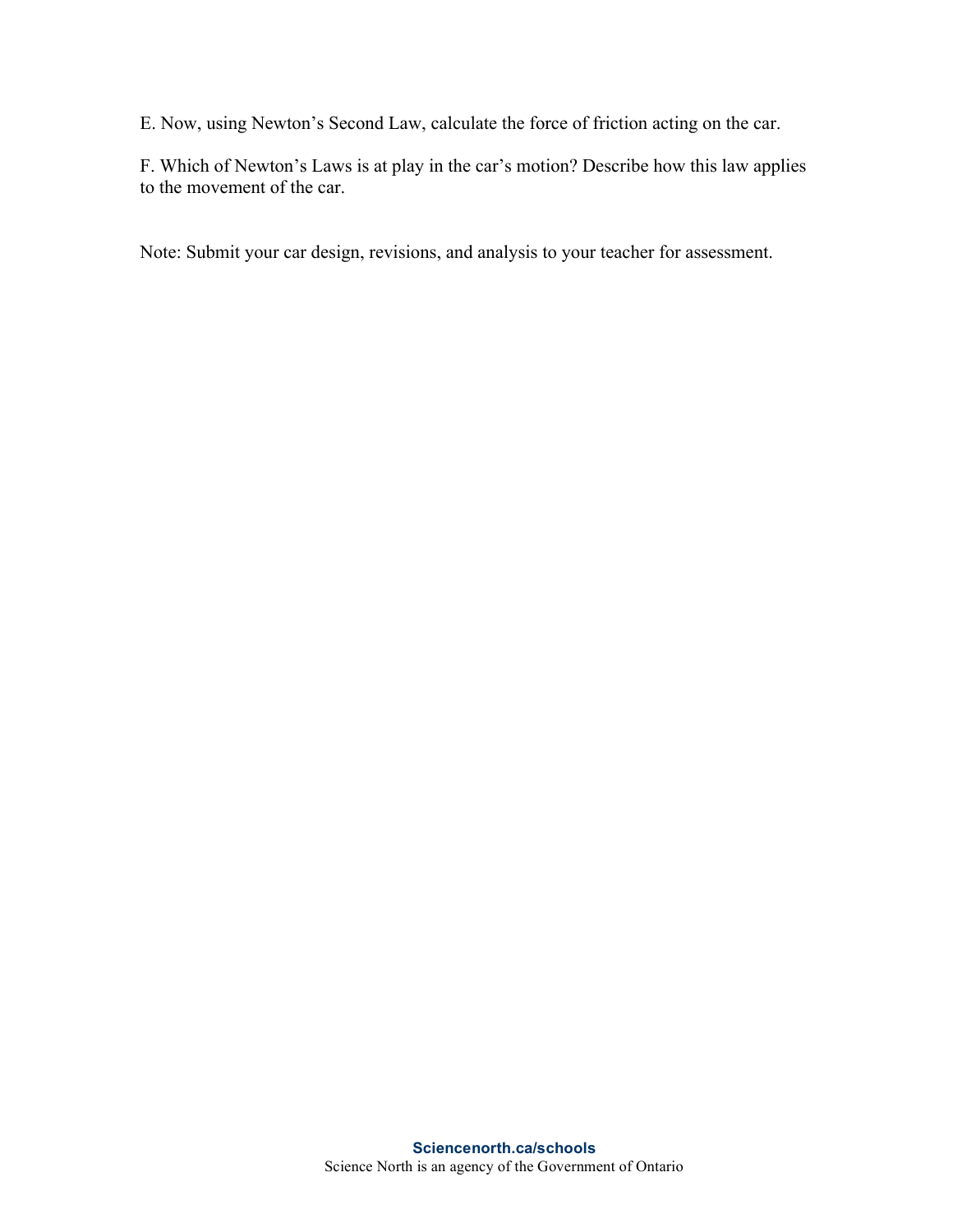E. Now, using Newton's Second Law, calculate the force of friction acting on the car.

F. Which of Newton's Laws is at play in the car's motion? Describe how this law applies to the movement of the car.

Note: Submit your car design, revisions, and analysis to your teacher for assessment.